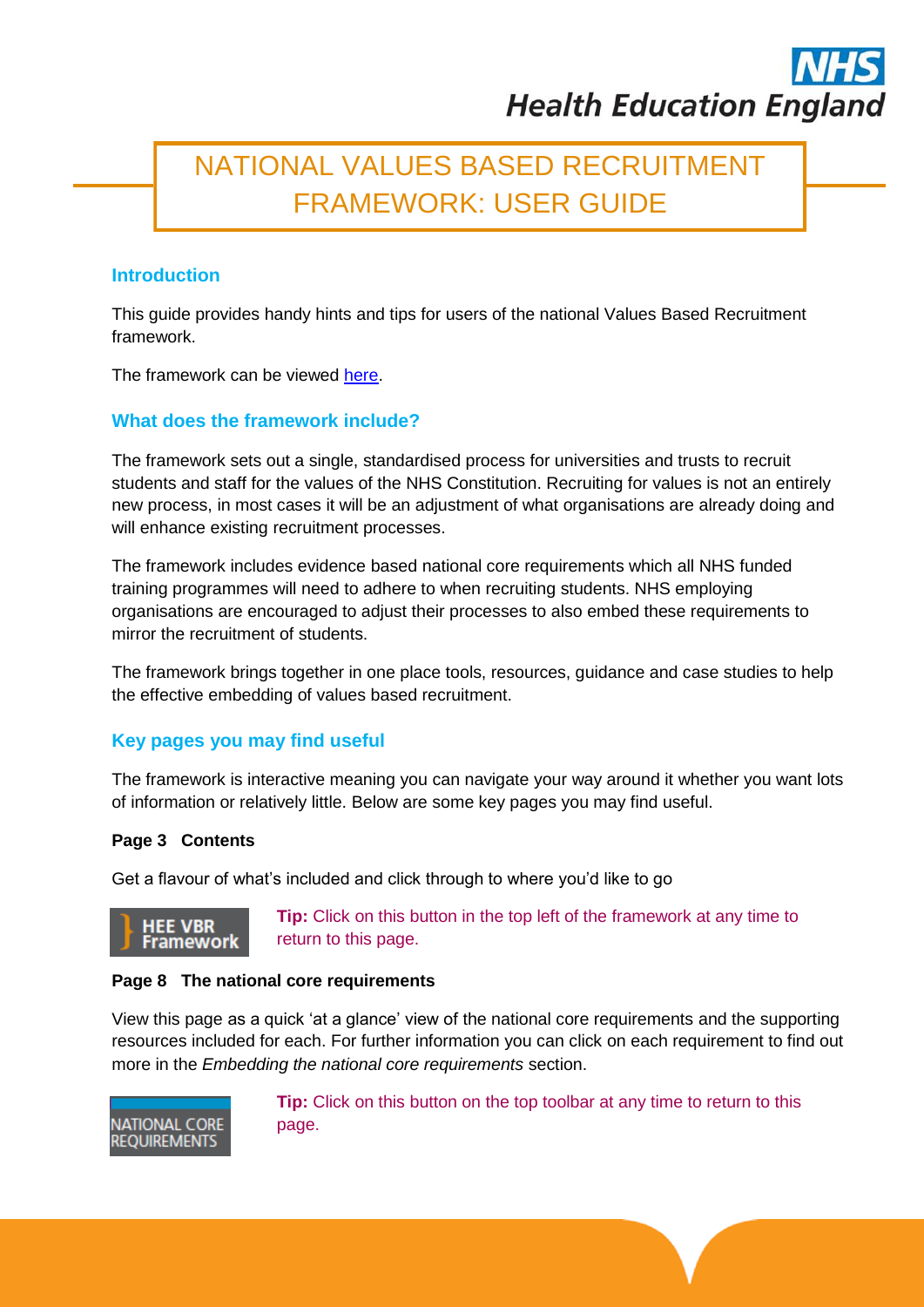# NATIONAL VALUES BASED RECRUITMENT FRAMEWORK: USER GUIDE

## Introduction

This guide provides handy hints and tips for users of the national Values Based Recruitment framework.

The framework can be viewed here.

## What does the framework include?

The framework sets out a single, standardised process for universities and trusts to recruit students and staff for the values of the NHS Constitution. Recruiting for values is not an entirely new process, in most cases it will be an adjustment of what organisations are already doing and will enhance existing recruitment processes.

The framework includes evidence based national core requirements which all NHS funded training programmes will need to adhere to when recruiting students. NHS employing organisations are encouraged to adjust their processes to also embed these requirements to mirror the recruitment of students.

The framework brings together in one place tools, resources, guidance and case studies to help the effective embedding of values based recruitment.

## Key pages you may find useful

The framework is interactive meaning you can navigate your way around it whether you want lots of information or relatively little. Below are some key pages you may find useful.

**Page 3 Contents**

Get a flavour of what's included and click through to where you'd like to go

HEE VBR Framework

**Tip:** Click on this button in the top left of the framework at any time to return to this page.

**Page 8 The national core requirements**

View this page as a quick 'at a glance' view of the national core requirements and the supporting resources included for each. For further information you can click on each requirement to find out more in the *Embedding the national core requirements* section.

NATIONAL CORE REQUIREMENTS

**Tip:** Click on this button on the top toolbar at any time to return to this page.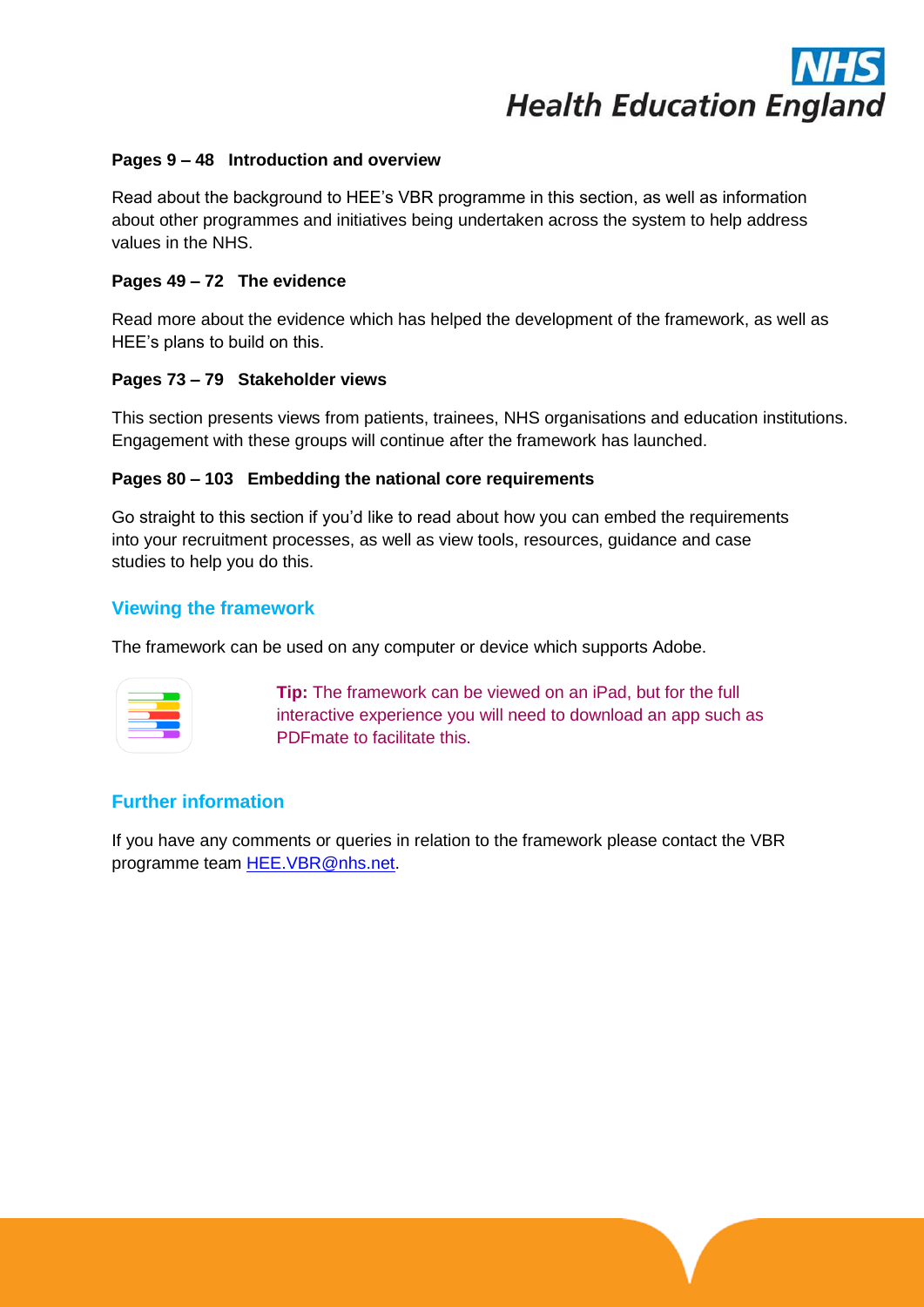**Pages 9 – 48 Introduction and overview**

Read about the background to HEE's VBR programme in this section, as well as information about other programmes and initiatives being undertaken across the system to help address values in the NHS.

**Pages 49 – 72 The evidence**

Read more about the evidence which has helped the development of the framework, as well as HEE's plans to build on this.

**Pages 73 – 79 Stakeholder views**

This section presents views from patients, trainees, NHS organisations and education institutions. Engagement with these groups will continue after the framework has launched.

**Pages 80 – 103 Embedding the national core requirements**

Go straight to this section if you'd like to read about how you can embed the requirements into your recruitment processes, as well as view tools, resources, guidance and case studies to help you do this.

## Viewing the framework

The framework can be used on any computer or device which supports Adobe.

**Tip:** The framework can be viewed on an iPad, but for the full interactive experience you will need to download an app such as PDFmate to facilitate this.

## Further information

If you have any comments or queries in relation to the framework please contact the VBR programme team HEE.VBR@nhs.net.